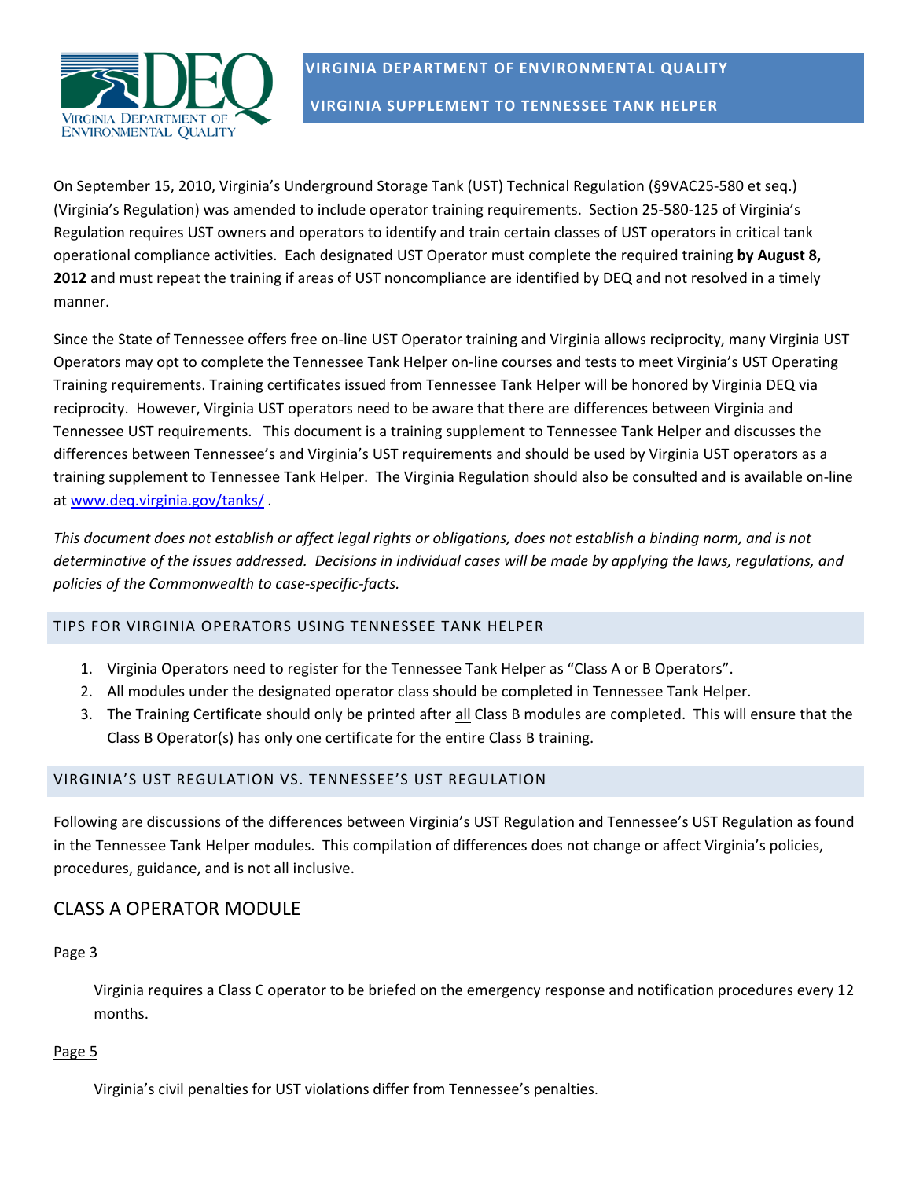# VIRGINIA DEPARTMENT OF ENVIRONMENTAL QUALITY

## VIRGINIA SUPPLEMENT TO TENNESSEE TANK HELPER

On September 15, 2010, Virginia's Underground Storage Tank (UST) Technical Regulation (§9VAC25-580 et seq.) (Virginia's Regulation) was amended to include operator training requirements. Section 25-580-125 of Virginia's Regulation requires UST owners and operators to identify and train certain classes of UST operators in critical tank operational compliance activities. Each designated UST Operator must complete the required training **by August 8, 2012** and must repeat the training if areas of UST noncompliance are identified by DEQ and not resolved in a timely manner.

Since the State of Tennessee offers free on-line UST Operator training and Virginia allows reciprocity, many Virginia UST Operators may opt to complete the Tennessee Tank Helper on-line courses and tests to meet Virginia's UST Operating Training requirements. Training certificates issued from Tennessee Tank Helper will be honored by Virginia DEQ via reciprocity. However, Virginia UST operators need to be aware that there are differences between Virginia and Tennessee UST requirements. This document is a training supplement to Tennessee Tank Helper and discusses the differences between Tennessee's and Virginia's UST requirements and should be used by Virginia UST operators as a training supplement to Tennessee Tank Helper. The Virginia Regulation should also be consulted and is available on-line at www.deq.virginia.gov/tanks/ .

*This document does not establish or affect legal rights or obligations, does not establish a binding norm, and is not determinative of the issues addressed. Decisions in individual cases will be made by applying the laws, regulations, and policies of the Commonwealth to case-specific-facts.*

### TIPS FOR VIRGINIA OPERATORS USING TENNESSEE TANK HELPER

1. Virginia Operators need to register for the Tennessee Tank Helper as "Class A or B Operators".
2. All modules under the designated operator class should be completed in Tennessee Tank Helper.
3. The Training Certificate should only be printed after all Class B modules are completed. This will ensure that the Class B Operator(s) has only one certificate for the entire Class B training.

### VIRGINIA'S UST REGULATION VS. TENNESSEE'S UST REGULATION

Following are discussions of the differences between Virginia's UST Regulation and Tennessee's UST Regulation as found in the Tennessee Tank Helper modules. This compilation of differences does not change or affect Virginia's policies, procedures, guidance, and is not all inclusive.

## CLASS A OPERATOR MODULE

Page 3

Virginia requires a Class C operator to be briefed on the emergency response and notification procedures every 12 months.

Page 5

Virginia's civil penalties for UST violations differ from Tennessee's penalties.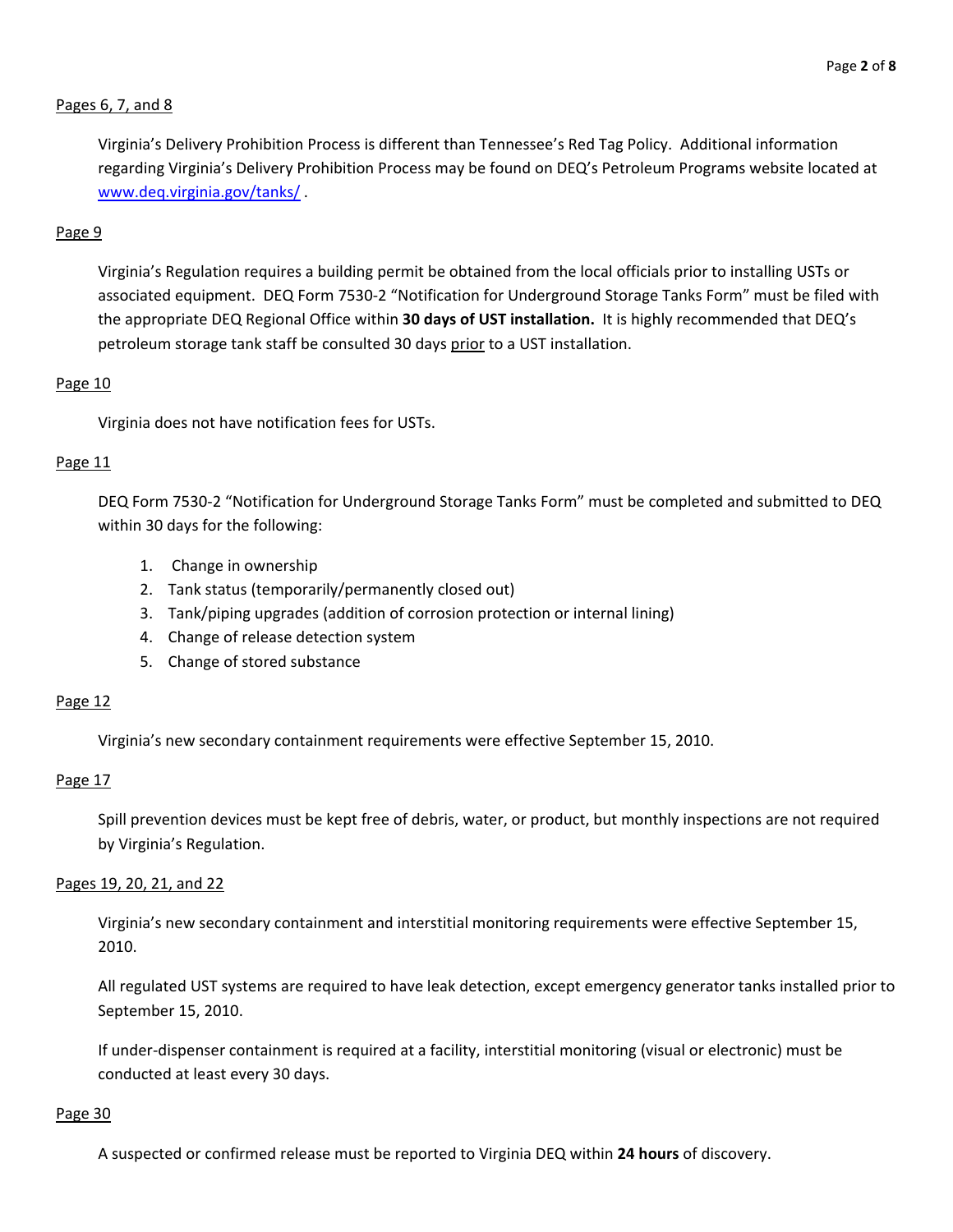<u>Pages 6, 7, and 8</u>

Virginia's Delivery Prohibition Process is different than Tennessee's Red Tag Policy. Additional information regarding Virginia's Delivery Prohibition Process may be found on DEQ's Petroleum Programs website located at [www.deq.virginia.gov/tanks/](www.deq.virginia.gov/tanks/) .

<u>Page 9</u>

Virginia's Regulation requires a building permit be obtained from the local officials prior to installing USTs or associated equipment. DEQ Form 7530-2 "Notification for Underground Storage Tanks Form" must be filed with the appropriate DEQ Regional Office within **30 days of UST installation.** It is highly recommended that DEQ's petroleum storage tank staff be consulted 30 days <u>prior</u> to a UST installation.

<u>Page 10</u>

Virginia does not have notification fees for USTs.

<u>Page 11</u>

DEQ Form 7530-2 "Notification for Underground Storage Tanks Form" must be completed and submitted to DEQ within 30 days for the following:

1. Change in ownership
2. Tank status (temporarily/permanently closed out)
3. Tank/piping upgrades (addition of corrosion protection or internal lining)
4. Change of release detection system
5. Change of stored substance

<u>Page 12</u>

Virginia's new secondary containment requirements were effective September 15, 2010.

<u>Page 17</u>

Spill prevention devices must be kept free of debris, water, or product, but monthly inspections are not required by Virginia's Regulation.

<u>Pages 19, 20, 21, and 22</u>

Virginia's new secondary containment and interstitial monitoring requirements were effective September 15, 2010.

All regulated UST systems are required to have leak detection, except emergency generator tanks installed prior to September 15, 2010.

If under-dispenser containment is required at a facility, interstitial monitoring (visual or electronic) must be conducted at least every 30 days.

<u>Page 30</u>

A suspected or confirmed release must be reported to Virginia DEQ within **24 hours** of discovery.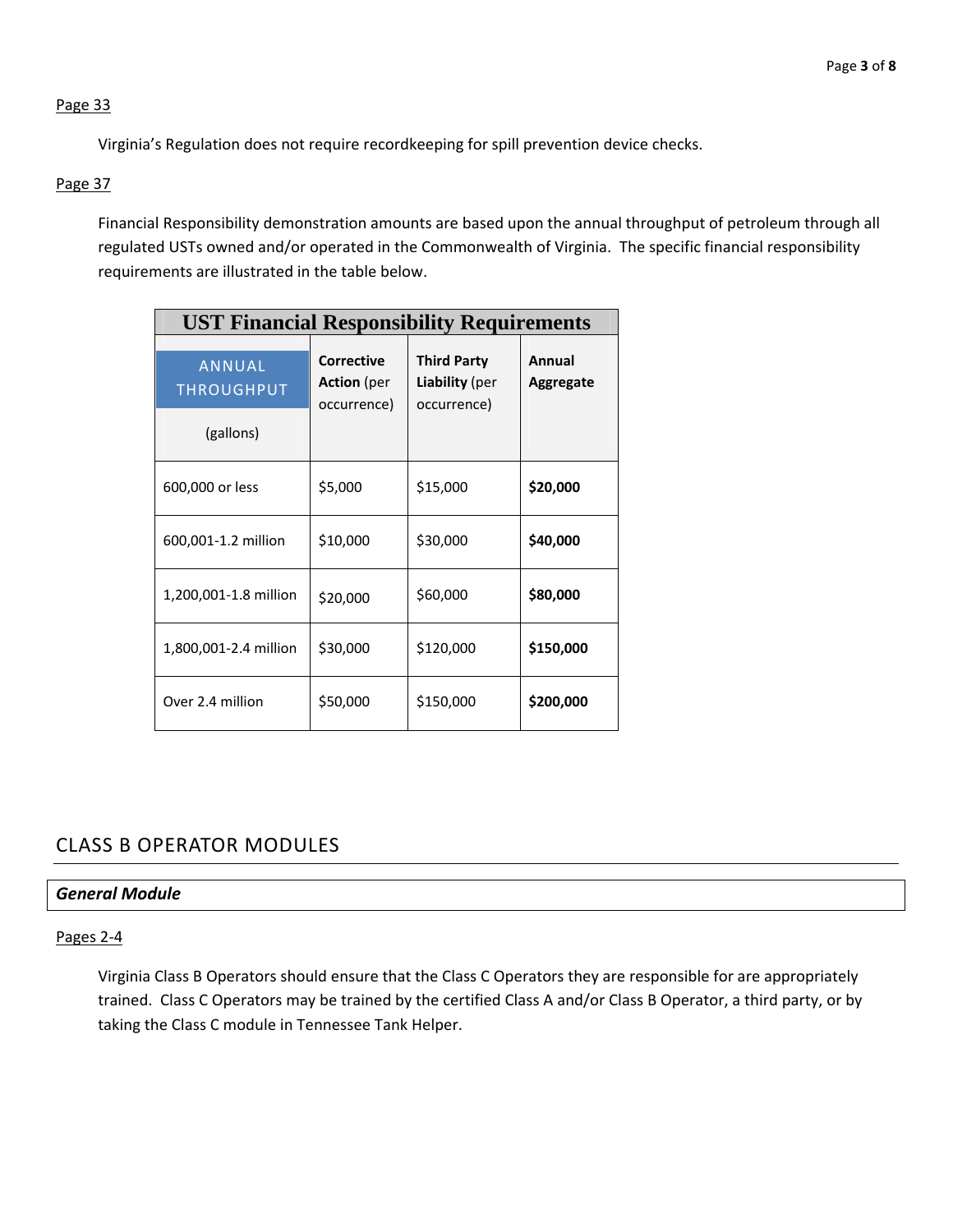Page 33

Virginia's Regulation does not require recordkeeping for spill prevention device checks.

Page 37

Financial Responsibility demonstration amounts are based upon the annual throughput of petroleum through all regulated USTs owned and/or operated in the Commonwealth of Virginia. The specific financial responsibility requirements are illustrated in the table below.

| UST Financial Responsibility Requirements | | | |
|---|---|---|---|
| ANNUAL THROUGHPUT (gallons) | **Corrective Action** (per occurrence) | **Third Party Liability** (per occurrence) | **Annual Aggregate** |
| 600,000 or less | $5,000 | $15,000 | **$20,000** |
| 600,001-1.2 million | $10,000 | $30,000 | **$40,000** |
| 1,200,001-1.8 million | $20,000 | $60,000 | **$80,000** |
| 1,800,001-2.4 million | $30,000 | $120,000 | **$150,000** |
| Over 2.4 million | $50,000 | $150,000 | **$200,000** |

## CLASS B OPERATOR MODULES

### *General Module*

Pages 2-4

Virginia Class B Operators should ensure that the Class C Operators they are responsible for are appropriately trained. Class C Operators may be trained by the certified Class A and/or Class B Operator, a third party, or by taking the Class C module in Tennessee Tank Helper.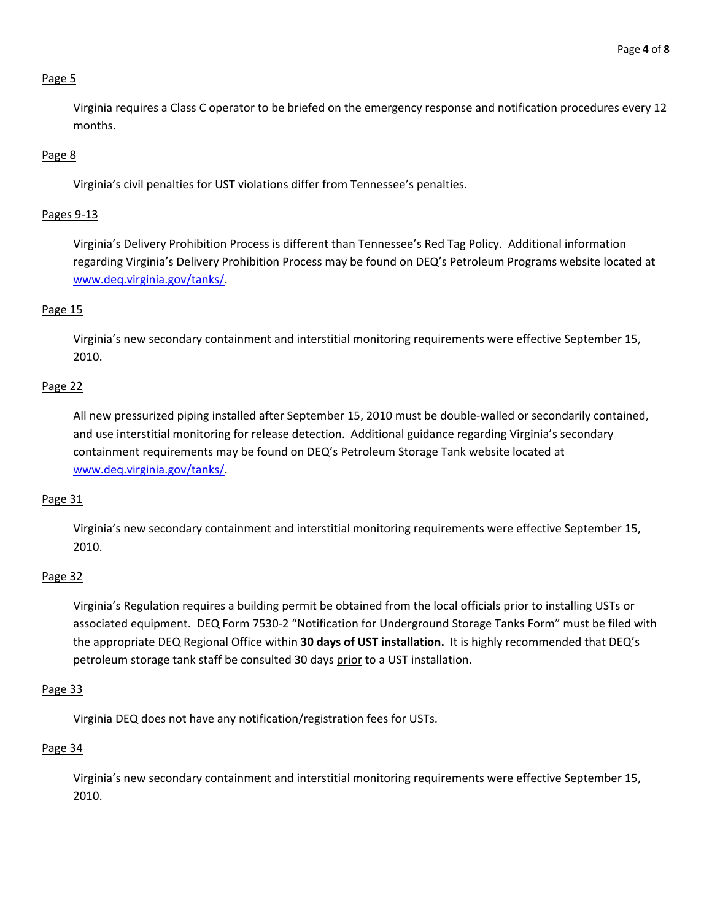Page 5

Virginia requires a Class C operator to be briefed on the emergency response and notification procedures every 12 months.

Page 8

Virginia's civil penalties for UST violations differ from Tennessee's penalties.

Pages 9-13

Virginia's Delivery Prohibition Process is different than Tennessee's Red Tag Policy. Additional information regarding Virginia's Delivery Prohibition Process may be found on DEQ's Petroleum Programs website located at www.deq.virginia.gov/tanks/.

Page 15

Virginia's new secondary containment and interstitial monitoring requirements were effective September 15, 2010.

Page 22

All new pressurized piping installed after September 15, 2010 must be double-walled or secondarily contained, and use interstitial monitoring for release detection. Additional guidance regarding Virginia's secondary containment requirements may be found on DEQ's Petroleum Storage Tank website located at www.deq.virginia.gov/tanks/.

Page 31

Virginia's new secondary containment and interstitial monitoring requirements were effective September 15, 2010.

Page 32

Virginia's Regulation requires a building permit be obtained from the local officials prior to installing USTs or associated equipment. DEQ Form 7530-2 "Notification for Underground Storage Tanks Form" must be filed with the appropriate DEQ Regional Office within **30 days of UST installation.** It is highly recommended that DEQ's petroleum storage tank staff be consulted 30 days prior to a UST installation.

Page 33

Virginia DEQ does not have any notification/registration fees for USTs.

Page 34

Virginia's new secondary containment and interstitial monitoring requirements were effective September 15, 2010.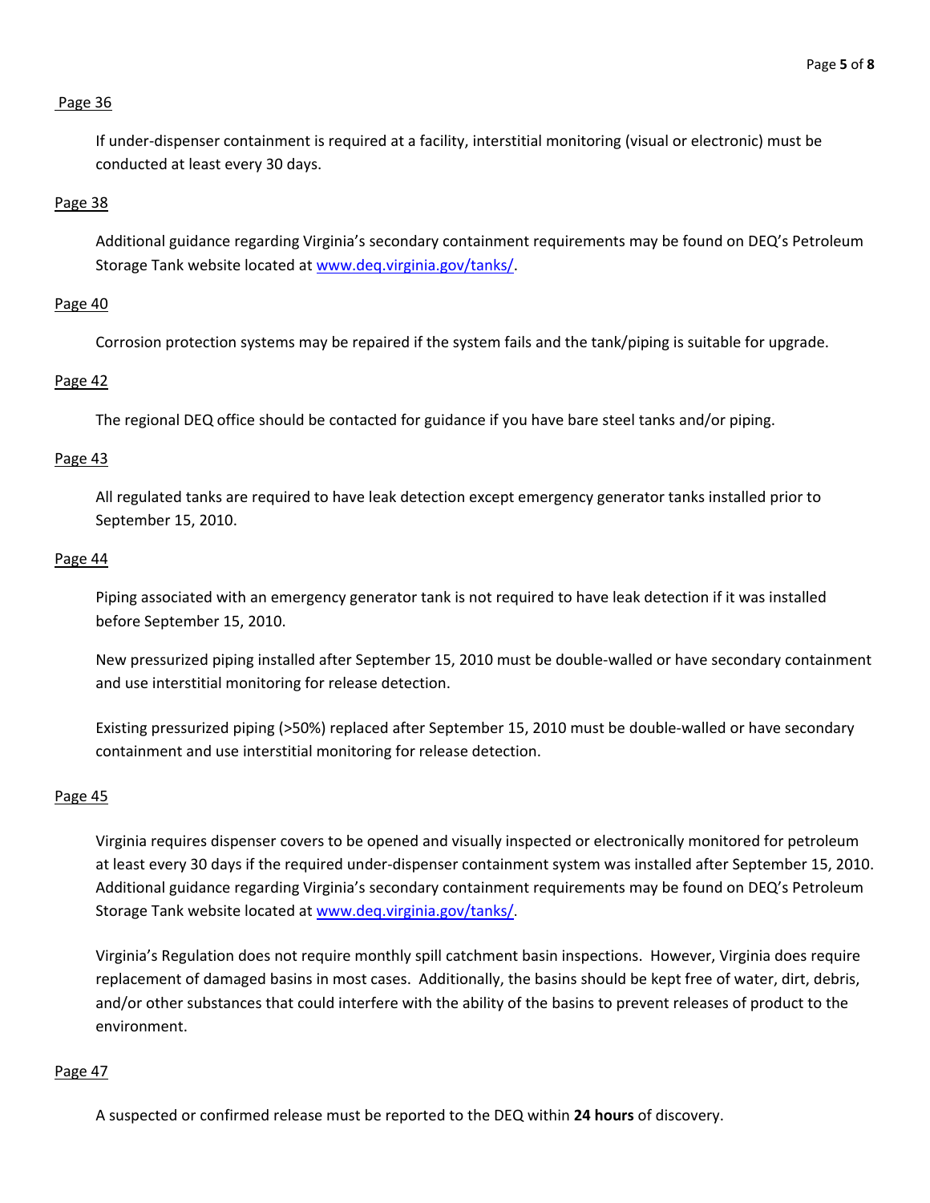Page 36

If under-dispenser containment is required at a facility, interstitial monitoring (visual or electronic) must be conducted at least every 30 days.

Page 38

Additional guidance regarding Virginia's secondary containment requirements may be found on DEQ's Petroleum Storage Tank website located at [www.deq.virginia.gov/tanks/](www.deq.virginia.gov/tanks/).

Page 40

Corrosion protection systems may be repaired if the system fails and the tank/piping is suitable for upgrade.

Page 42

The regional DEQ office should be contacted for guidance if you have bare steel tanks and/or piping.

Page 43

All regulated tanks are required to have leak detection except emergency generator tanks installed prior to September 15, 2010.

Page 44

Piping associated with an emergency generator tank is not required to have leak detection if it was installed before September 15, 2010.

New pressurized piping installed after September 15, 2010 must be double-walled or have secondary containment and use interstitial monitoring for release detection.

Existing pressurized piping (>50%) replaced after September 15, 2010 must be double-walled or have secondary containment and use interstitial monitoring for release detection.

Page 45

Virginia requires dispenser covers to be opened and visually inspected or electronically monitored for petroleum at least every 30 days if the required under-dispenser containment system was installed after September 15, 2010. Additional guidance regarding Virginia's secondary containment requirements may be found on DEQ's Petroleum Storage Tank website located at [www.deq.virginia.gov/tanks/](www.deq.virginia.gov/tanks/).

Virginia's Regulation does not require monthly spill catchment basin inspections. However, Virginia does require replacement of damaged basins in most cases. Additionally, the basins should be kept free of water, dirt, debris, and/or other substances that could interfere with the ability of the basins to prevent releases of product to the environment.

Page 47

A suspected or confirmed release must be reported to the DEQ within **24 hours** of discovery.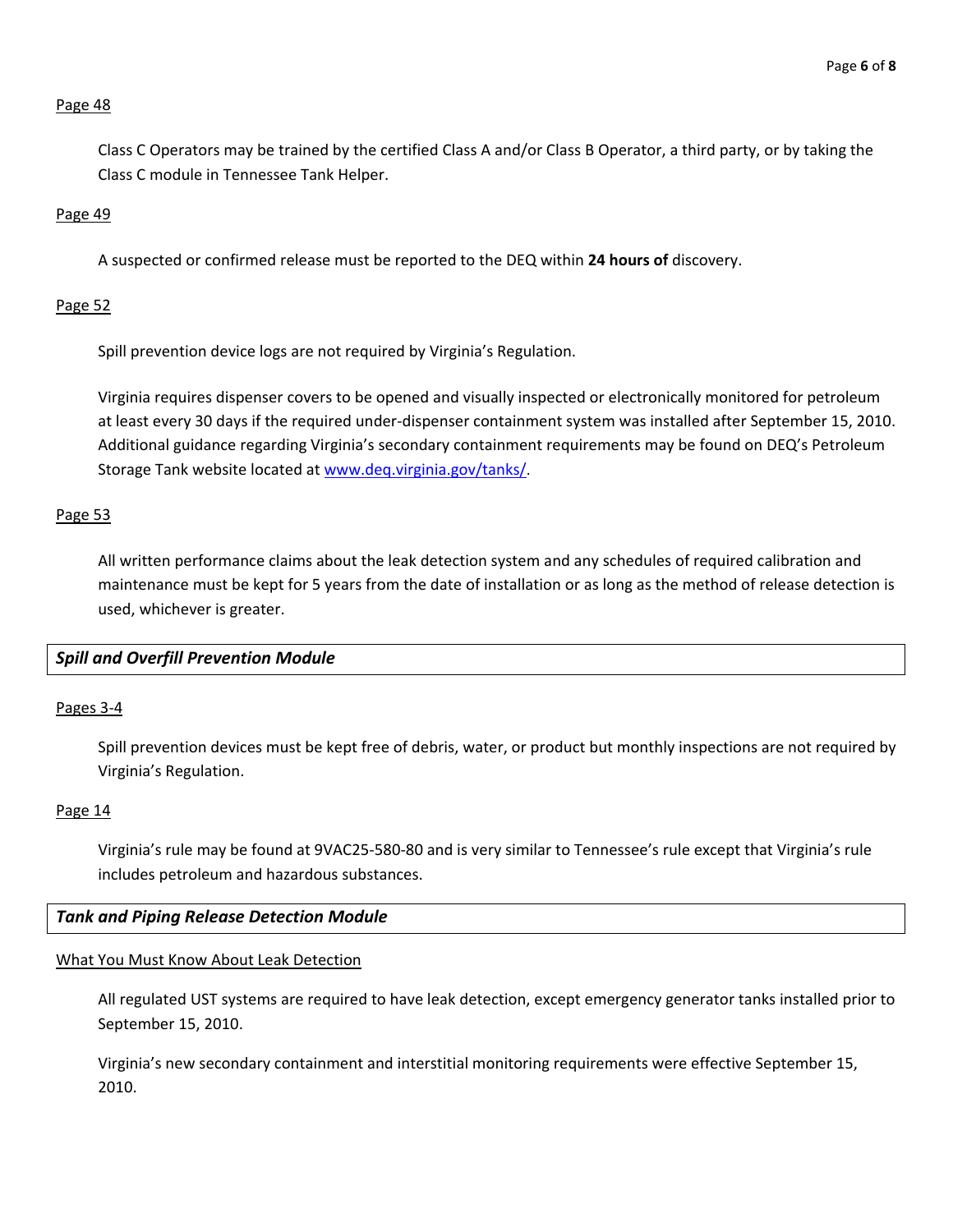Page 48

Class C Operators may be trained by the certified Class A and/or Class B Operator, a third party, or by taking the Class C module in Tennessee Tank Helper.

Page 49

A suspected or confirmed release must be reported to the DEQ within **24 hours of** discovery.

Page 52

Spill prevention device logs are not required by Virginia's Regulation.

Virginia requires dispenser covers to be opened and visually inspected or electronically monitored for petroleum at least every 30 days if the required under-dispenser containment system was installed after September 15, 2010. Additional guidance regarding Virginia's secondary containment requirements may be found on DEQ's Petroleum Storage Tank website located at www.deq.virginia.gov/tanks/.

Page 53

All written performance claims about the leak detection system and any schedules of required calibration and maintenance must be kept for 5 years from the date of installation or as long as the method of release detection is used, whichever is greater.

## *Spill and Overfill Prevention Module*

Pages 3-4

Spill prevention devices must be kept free of debris, water, or product but monthly inspections are not required by Virginia's Regulation.

Page 14

Virginia's rule may be found at 9VAC25-580-80 and is very similar to Tennessee's rule except that Virginia's rule includes petroleum and hazardous substances.

## *Tank and Piping Release Detection Module*

What You Must Know About Leak Detection

All regulated UST systems are required to have leak detection, except emergency generator tanks installed prior to September 15, 2010.

Virginia's new secondary containment and interstitial monitoring requirements were effective September 15, 2010.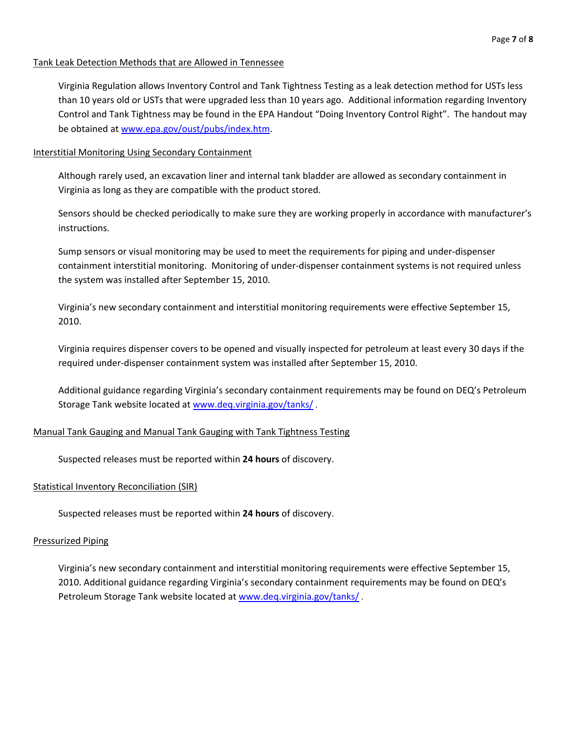Tank Leak Detection Methods that are Allowed in Tennessee

Virginia Regulation allows Inventory Control and Tank Tightness Testing as a leak detection method for USTs less than 10 years old or USTs that were upgraded less than 10 years ago. Additional information regarding Inventory Control and Tank Tightness may be found in the EPA Handout "Doing Inventory Control Right". The handout may be obtained at [www.epa.gov/oust/pubs/index.htm](www.epa.gov/oust/pubs/index.htm).

Interstitial Monitoring Using Secondary Containment

Although rarely used, an excavation liner and internal tank bladder are allowed as secondary containment in Virginia as long as they are compatible with the product stored.

Sensors should be checked periodically to make sure they are working properly in accordance with manufacturer's instructions.

Sump sensors or visual monitoring may be used to meet the requirements for piping and under-dispenser containment interstitial monitoring. Monitoring of under-dispenser containment systems is not required unless the system was installed after September 15, 2010.

Virginia's new secondary containment and interstitial monitoring requirements were effective September 15, 2010.

Virginia requires dispenser covers to be opened and visually inspected for petroleum at least every 30 days if the required under-dispenser containment system was installed after September 15, 2010.

Additional guidance regarding Virginia's secondary containment requirements may be found on DEQ's Petroleum Storage Tank website located at [www.deq.virginia.gov/tanks/](www.deq.virginia.gov/tanks/) .

Manual Tank Gauging and Manual Tank Gauging with Tank Tightness Testing

Suspected releases must be reported within **24 hours** of discovery.

Statistical Inventory Reconciliation (SIR)

Suspected releases must be reported within **24 hours** of discovery.

Pressurized Piping

Virginia's new secondary containment and interstitial monitoring requirements were effective September 15, 2010. Additional guidance regarding Virginia's secondary containment requirements may be found on DEQ's Petroleum Storage Tank website located at [www.deq.virginia.gov/tanks/](www.deq.virginia.gov/tanks/) .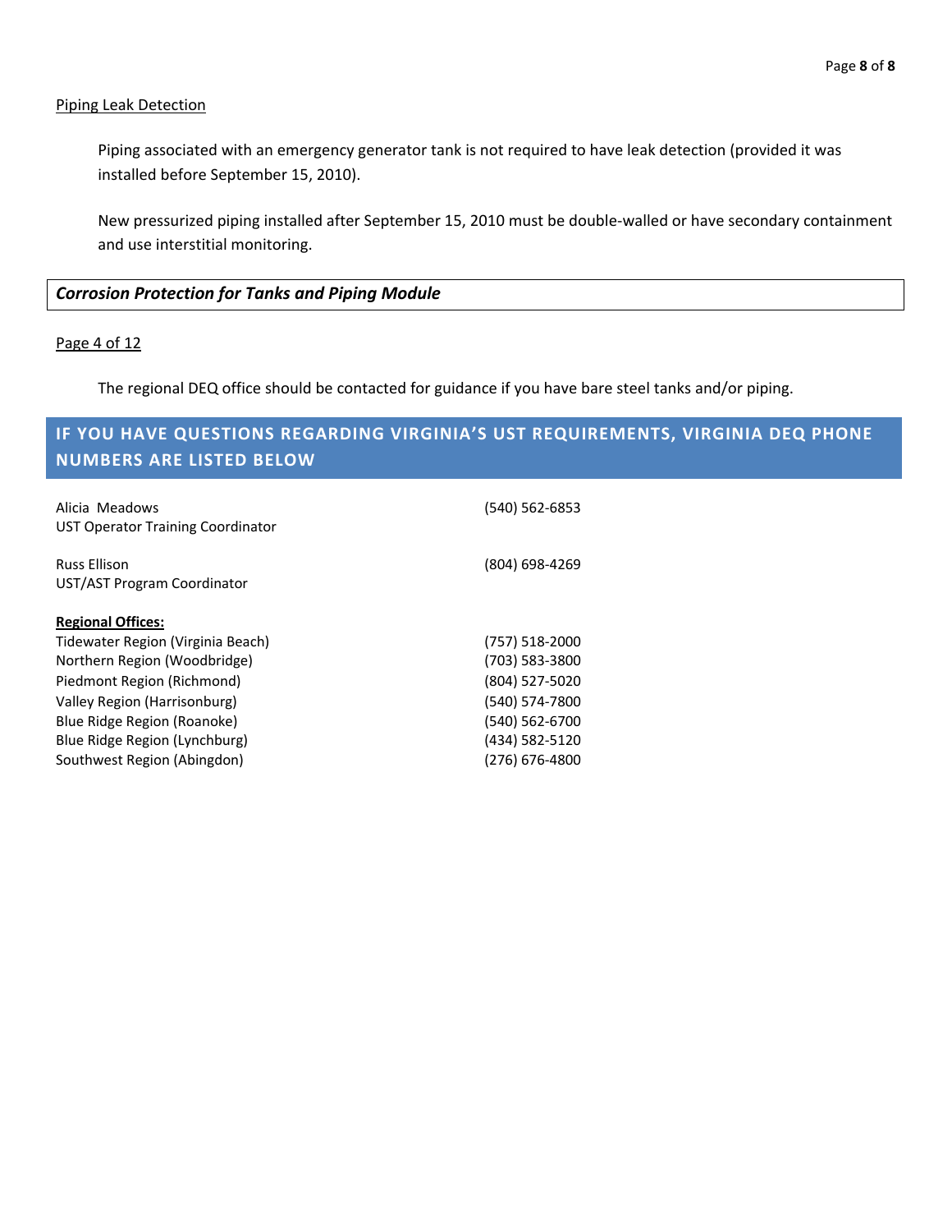Piping Leak Detection

Piping associated with an emergency generator tank is not required to have leak detection (provided it was installed before September 15, 2010).

New pressurized piping installed after September 15, 2010 must be double-walled or have secondary containment and use interstitial monitoring.

## *Corrosion Protection for Tanks and Piping Module*

Page 4 of 12

The regional DEQ office should be contacted for guidance if you have bare steel tanks and/or piping.

## IF YOU HAVE QUESTIONS REGARDING VIRGINIA'S UST REQUIREMENTS, VIRGINIA DEQ PHONE NUMBERS ARE LISTED BELOW

| | |
|---|---|
| Alicia Meadows<br>UST Operator Training Coordinator | (540) 562-6853 |
| Russ Ellison<br>UST/AST Program Coordinator | (804) 698-4269 |
| **Regional Offices:** | |
| Tidewater Region (Virginia Beach) | (757) 518-2000 |
| Northern Region (Woodbridge) | (703) 583-3800 |
| Piedmont Region (Richmond) | (804) 527-5020 |
| Valley Region (Harrisonburg) | (540) 574-7800 |
| Blue Ridge Region (Roanoke) | (540) 562-6700 |
| Blue Ridge Region (Lynchburg) | (434) 582-5120 |
| Southwest Region (Abingdon) | (276) 676-4800 |